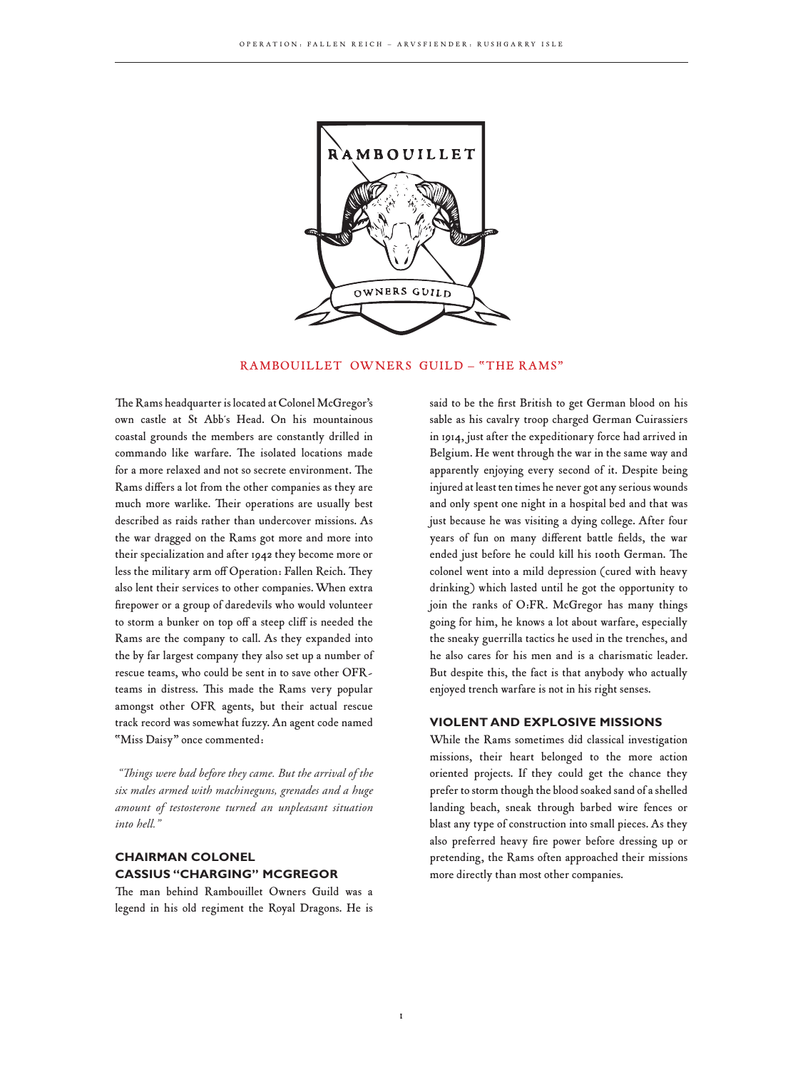## RAMBOUILLET OWNERS GUILD – "THE RAMS"

The Rams headquarter is located at Colonel McGregor's own castle at St Abb's Head. On his mountainous coastal grounds the members are constantly drilled in commando like warfare. The isolated locations made for a more relaxed and not so secrete environment. The Rams differs a lot from the other companies as they are much more warlike. Their operations are usually best described as raids rather than undercover missions. As the war dragged on the Rams got more and more into their specialization and after 1942 they become more or less the military arm off Operation: Fallen Reich. They also lent their services to other companies. When extra firepower or a group of daredevils who would volunteer to storm a bunker on top off a steep cliff is needed the Rams are the company to call. As they expanded into the by far largest company they also set up a number of rescue teams, who could be sent in to save other OFR-teams in distress. This made the Rams very popular amongst other OFR agents, but their actual rescue track record was somewhat fuzzy. An agent code named "Miss Daisy" once commented:

*"Things were bad before they came. But the arrival of the six males armed with machineguns, grenades and a huge amount of testosterone turned an unpleasant situation into hell."*

### CHAIRMAN COLONEL CASSIUS "CHARGING" MCGREGOR

The man behind Rambouillet Owners Guild was a legend in his old regiment the Royal Dragons. He is said to be the first British to get German blood on his sable as his cavalry troop charged German Cuirassiers in 1914, just after the expeditionary force had arrived in Belgium. He went through the war in the same way and apparently enjoying every second of it. Despite being injured at least ten times he never got any serious wounds and only spent one night in a hospital bed and that was just because he was visiting a dying college. After four years of fun on many different battle fields, the war ended just before he could kill his 100th German. The colonel went into a mild depression (cured with heavy drinking) which lasted until he got the opportunity to join the ranks of O:FR. McGregor has many things going for him, he knows a lot about warfare, especially the sneaky guerrilla tactics he used in the trenches, and he also cares for his men and is a charismatic leader. But despite this, the fact is that anybody who actually enjoyed trench warfare is not in his right senses.

### VIOLENT AND EXPLOSIVE MISSIONS

While the Rams sometimes did classical investigation missions, their heart belonged to the more action oriented projects. If they could get the chance they prefer to storm though the blood soaked sand of a shelled landing beach, sneak through barbed wire fences or blast any type of construction into small pieces. As they also preferred heavy fire power before dressing up or pretending, the Rams often approached their missions more directly than most other companies.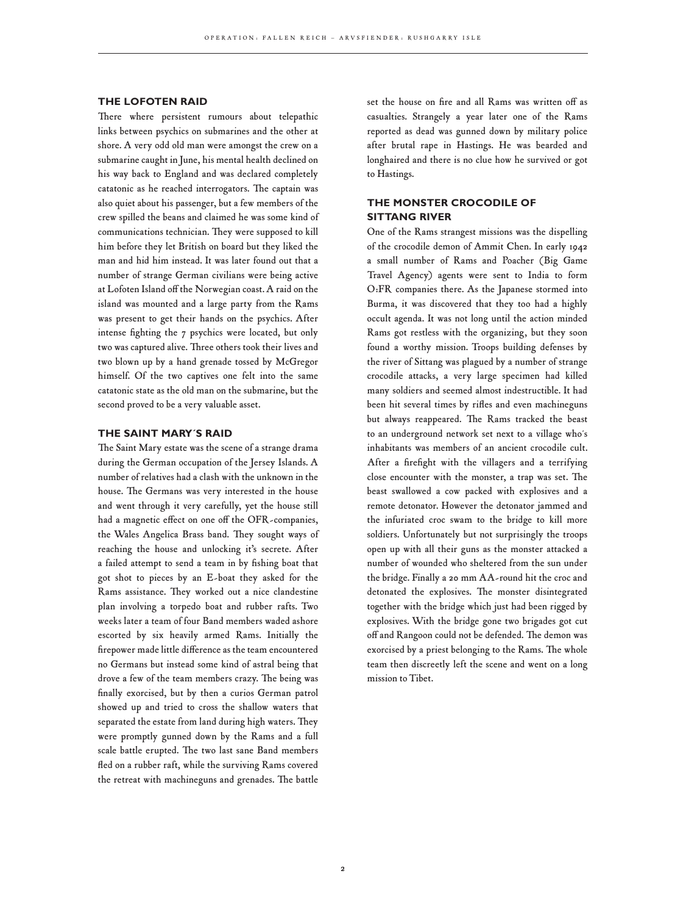## THE LOFOTEN RAID

There where persistent rumours about telepathic links between psychics on submarines and the other at shore. A very odd old man were amongst the crew on a submarine caught in June, his mental health declined on his way back to England and was declared completely catatonic as he reached interrogators. The captain was also quiet about his passenger, but a few members of the crew spilled the beans and claimed he was some kind of communications technician. They were supposed to kill him before they let British on board but they liked the man and hid him instead. It was later found out that a number of strange German civilians were being active at Lofoten Island off the Norwegian coast. A raid on the island was mounted and a large party from the Rams was present to get their hands on the psychics. After intense fighting the 7 psychics were located, but only two was captured alive. Three others took their lives and two blown up by a hand grenade tossed by McGregor himself. Of the two captives one felt into the same catatonic state as the old man on the submarine, but the second proved to be a very valuable asset.

## THE SAINT MARY´S RAID

The Saint Mary estate was the scene of a strange drama during the German occupation of the Jersey Islands. A number of relatives had a clash with the unknown in the house. The Germans was very interested in the house and went through it very carefully, yet the house still had a magnetic effect on one off the OFR-companies, the Wales Angelica Brass band. They sought ways of reaching the house and unlocking it's secrete. After a failed attempt to send a team in by fishing boat that got shot to pieces by an E-boat they asked for the Rams assistance. They worked out a nice clandestine plan involving a torpedo boat and rubber rafts. Two weeks later a team of four Band members waded ashore escorted by six heavily armed Rams. Initially the firepower made little difference as the team encountered no Germans but instead some kind of astral being that drove a few of the team members crazy. The being was finally exorcised, but by then a curios German patrol showed up and tried to cross the shallow waters that separated the estate from land during high waters. They were promptly gunned down by the Rams and a full scale battle erupted. The two last sane Band members fled on a rubber raft, while the surviving Rams covered the retreat with machineguns and grenades. The battle set the house on fire and all Rams was written off as casualties. Strangely a year later one of the Rams reported as dead was gunned down by military police after brutal rape in Hastings. He was bearded and longhaired and there is no clue how he survived or got to Hastings.

## THE MONSTER CROCODILE OF SITTANG RIVER

One of the Rams strangest missions was the dispelling of the crocodile demon of Ammit Chen. In early 1942 a small number of Rams and Poacher (Big Game Travel Agency) agents were sent to India to form O:FR companies there. As the Japanese stormed into Burma, it was discovered that they too had a highly occult agenda. It was not long until the action minded Rams got restless with the organizing, but they soon found a worthy mission. Troops building defenses by the river of Sittang was plagued by a number of strange crocodile attacks, a very large specimen had killed many soldiers and seemed almost indestructible. It had been hit several times by rifles and even machineguns but always reappeared. The Rams tracked the beast to an underground network set next to a village who´s inhabitants was members of an ancient crocodile cult. After a firefight with the villagers and a terrifying close encounter with the monster, a trap was set. The beast swallowed a cow packed with explosives and a remote detonator. However the detonator jammed and the infuriated croc swam to the bridge to kill more soldiers. Unfortunately but not surprisingly the troops open up with all their guns as the monster attacked a number of wounded who sheltered from the sun under the bridge. Finally a 20 mm AA-round hit the croc and detonated the explosives. The monster disintegrated together with the bridge which just had been rigged by explosives. With the bridge gone two brigades got cut off and Rangoon could not be defended. The demon was exorcised by a priest belonging to the Rams. The whole team then discreetly left the scene and went on a long mission to Tibet.